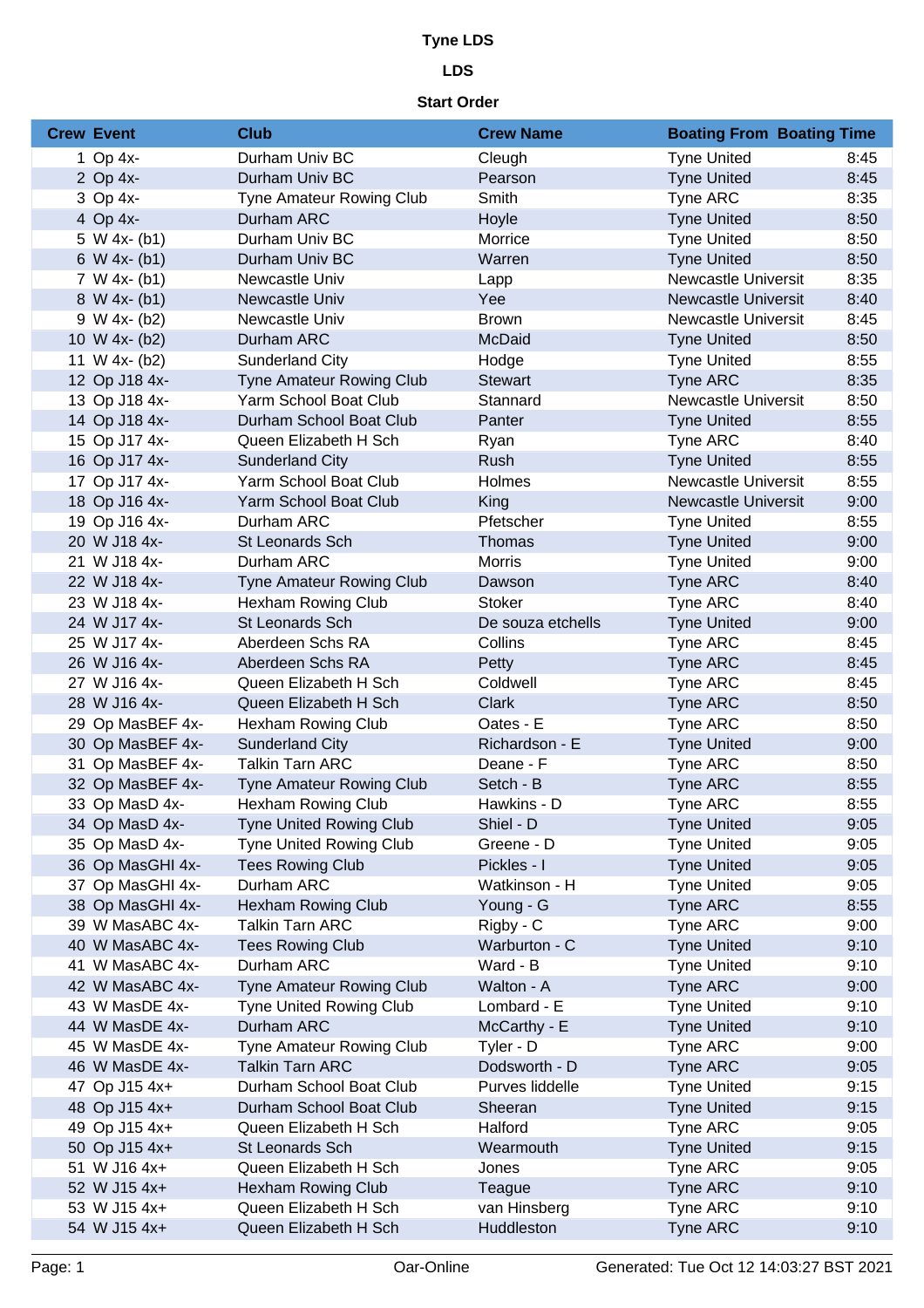# Tyne LDS

## LDS

### Start Order

| Crew | Event | Club | Crew Name | Boating From | Boating Time |
|---|---|---|---|---|---|
| 1 | Op 4x- | Durham Univ BC | Cleugh | Tyne United | 8:45 |
| 2 | Op 4x- | Durham Univ BC | Pearson | Tyne United | 8:45 |
| 3 | Op 4x- | Tyne Amateur Rowing Club | Smith | Tyne ARC | 8:35 |
| 4 | Op 4x- | Durham ARC | Hoyle | Tyne United | 8:50 |
| 5 | W 4x- (b1) | Durham Univ BC | Morrice | Tyne United | 8:50 |
| 6 | W 4x- (b1) | Durham Univ BC | Warren | Tyne United | 8:50 |
| 7 | W 4x- (b1) | Newcastle Univ | Lapp | Newcastle Universit | 8:35 |
| 8 | W 4x- (b1) | Newcastle Univ | Yee | Newcastle Universit | 8:40 |
| 9 | W 4x- (b2) | Newcastle Univ | Brown | Newcastle Universit | 8:45 |
| 10 | W 4x- (b2) | Durham ARC | McDaid | Tyne United | 8:50 |
| 11 | W 4x- (b2) | Sunderland City | Hodge | Tyne United | 8:55 |
| 12 | Op J18 4x- | Tyne Amateur Rowing Club | Stewart | Tyne ARC | 8:35 |
| 13 | Op J18 4x- | Yarm School Boat Club | Stannard | Newcastle Universit | 8:50 |
| 14 | Op J18 4x- | Durham School Boat Club | Panter | Tyne United | 8:55 |
| 15 | Op J17 4x- | Queen Elizabeth H Sch | Ryan | Tyne ARC | 8:40 |
| 16 | Op J17 4x- | Sunderland City | Rush | Tyne United | 8:55 |
| 17 | Op J17 4x- | Yarm School Boat Club | Holmes | Newcastle Universit | 8:55 |
| 18 | Op J16 4x- | Yarm School Boat Club | King | Newcastle Universit | 9:00 |
| 19 | Op J16 4x- | Durham ARC | Pfetscher | Tyne United | 8:55 |
| 20 | W J18 4x- | St Leonards Sch | Thomas | Tyne United | 9:00 |
| 21 | W J18 4x- | Durham ARC | Morris | Tyne United | 9:00 |
| 22 | W J18 4x- | Tyne Amateur Rowing Club | Dawson | Tyne ARC | 8:40 |
| 23 | W J18 4x- | Hexham Rowing Club | Stoker | Tyne ARC | 8:40 |
| 24 | W J17 4x- | St Leonards Sch | De souza etchells | Tyne United | 9:00 |
| 25 | W J17 4x- | Aberdeen Schs RA | Collins | Tyne ARC | 8:45 |
| 26 | W J16 4x- | Aberdeen Schs RA | Petty | Tyne ARC | 8:45 |
| 27 | W J16 4x- | Queen Elizabeth H Sch | Coldwell | Tyne ARC | 8:45 |
| 28 | W J16 4x- | Queen Elizabeth H Sch | Clark | Tyne ARC | 8:50 |
| 29 | Op MasBEF 4x- | Hexham Rowing Club | Oates - E | Tyne ARC | 8:50 |
| 30 | Op MasBEF 4x- | Sunderland City | Richardson - E | Tyne United | 9:00 |
| 31 | Op MasBEF 4x- | Talkin Tarn ARC | Deane - F | Tyne ARC | 8:50 |
| 32 | Op MasBEF 4x- | Tyne Amateur Rowing Club | Setch - B | Tyne ARC | 8:55 |
| 33 | Op MasD 4x- | Hexham Rowing Club | Hawkins - D | Tyne ARC | 8:55 |
| 34 | Op MasD 4x- | Tyne United Rowing Club | Shiel - D | Tyne United | 9:05 |
| 35 | Op MasD 4x- | Tyne United Rowing Club | Greene - D | Tyne United | 9:05 |
| 36 | Op MasGHI 4x- | Tees Rowing Club | Pickles - I | Tyne United | 9:05 |
| 37 | Op MasGHI 4x- | Durham ARC | Watkinson - H | Tyne United | 9:05 |
| 38 | Op MasGHI 4x- | Hexham Rowing Club | Young - G | Tyne ARC | 8:55 |
| 39 | W MasABC 4x- | Talkin Tarn ARC | Rigby - C | Tyne ARC | 9:00 |
| 40 | W MasABC 4x- | Tees Rowing Club | Warburton - C | Tyne United | 9:10 |
| 41 | W MasABC 4x- | Durham ARC | Ward - B | Tyne United | 9:10 |
| 42 | W MasABC 4x- | Tyne Amateur Rowing Club | Walton - A | Tyne ARC | 9:00 |
| 43 | W MasDE 4x- | Tyne United Rowing Club | Lombard - E | Tyne United | 9:10 |
| 44 | W MasDE 4x- | Durham ARC | McCarthy - E | Tyne United | 9:10 |
| 45 | W MasDE 4x- | Tyne Amateur Rowing Club | Tyler - D | Tyne ARC | 9:00 |
| 46 | W MasDE 4x- | Talkin Tarn ARC | Dodsworth - D | Tyne ARC | 9:05 |
| 47 | Op J15 4x+ | Durham School Boat Club | Purves liddelle | Tyne United | 9:15 |
| 48 | Op J15 4x+ | Durham School Boat Club | Sheeran | Tyne United | 9:15 |
| 49 | Op J15 4x+ | Queen Elizabeth H Sch | Halford | Tyne ARC | 9:05 |
| 50 | Op J15 4x+ | St Leonards Sch | Wearmouth | Tyne United | 9:15 |
| 51 | W J16 4x+ | Queen Elizabeth H Sch | Jones | Tyne ARC | 9:05 |
| 52 | W J15 4x+ | Hexham Rowing Club | Teague | Tyne ARC | 9:10 |
| 53 | W J15 4x+ | Queen Elizabeth H Sch | van Hinsberg | Tyne ARC | 9:10 |
| 54 | W J15 4x+ | Queen Elizabeth H Sch | Huddleston | Tyne ARC | 9:10 |

Oar-Online

Generated: Tue Oct 12 14:03:27 BST 2021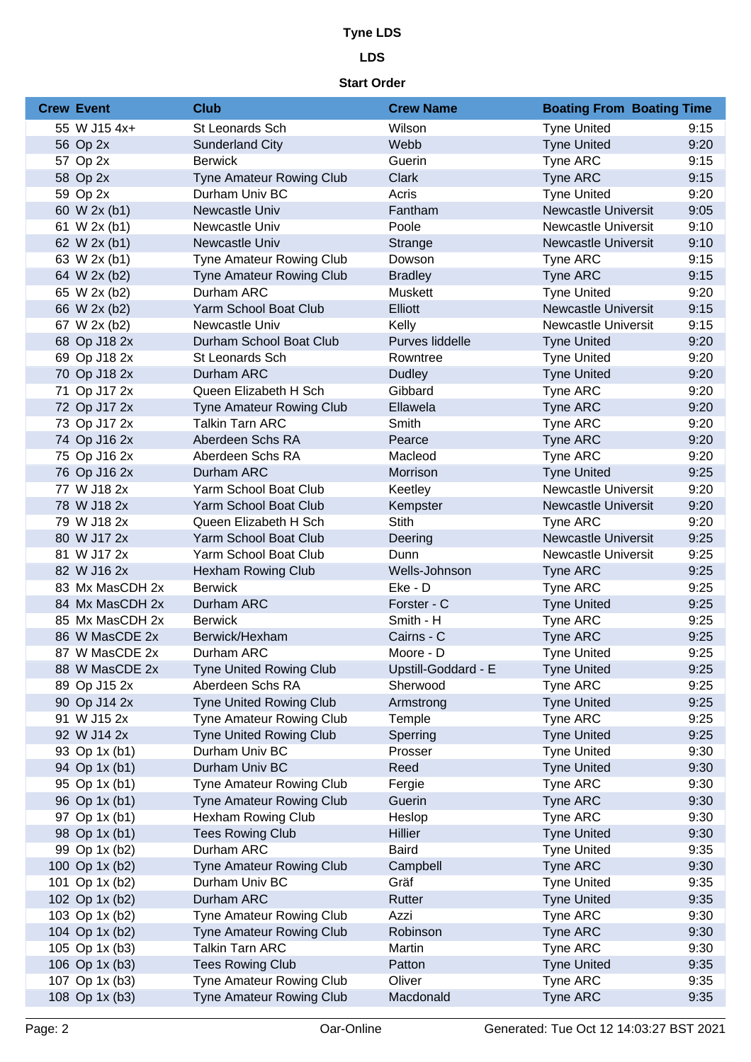# Tyne LDS

## LDS

### Start Order

| Crew | Event | Club | Crew Name | Boating From | Boating Time |
|---|---|---|---|---|---|
| 55 | W J15 4x+ | St Leonards Sch | Wilson | Tyne United | 9:15 |
| 56 | Op 2x | Sunderland City | Webb | Tyne United | 9:20 |
| 57 | Op 2x | Berwick | Guerin | Tyne ARC | 9:15 |
| 58 | Op 2x | Tyne Amateur Rowing Club | Clark | Tyne ARC | 9:15 |
| 59 | Op 2x | Durham Univ BC | Acris | Tyne United | 9:20 |
| 60 | W 2x (b1) | Newcastle Univ | Fantham | Newcastle Universit | 9:05 |
| 61 | W 2x (b1) | Newcastle Univ | Poole | Newcastle Universit | 9:10 |
| 62 | W 2x (b1) | Newcastle Univ | Strange | Newcastle Universit | 9:10 |
| 63 | W 2x (b1) | Tyne Amateur Rowing Club | Dowson | Tyne ARC | 9:15 |
| 64 | W 2x (b2) | Tyne Amateur Rowing Club | Bradley | Tyne ARC | 9:15 |
| 65 | W 2x (b2) | Durham ARC | Muskett | Tyne United | 9:20 |
| 66 | W 2x (b2) | Yarm School Boat Club | Elliott | Newcastle Universit | 9:15 |
| 67 | W 2x (b2) | Newcastle Univ | Kelly | Newcastle Universit | 9:15 |
| 68 | Op J18 2x | Durham School Boat Club | Purves liddelle | Tyne United | 9:20 |
| 69 | Op J18 2x | St Leonards Sch | Rowntree | Tyne United | 9:20 |
| 70 | Op J18 2x | Durham ARC | Dudley | Tyne United | 9:20 |
| 71 | Op J17 2x | Queen Elizabeth H Sch | Gibbard | Tyne ARC | 9:20 |
| 72 | Op J17 2x | Tyne Amateur Rowing Club | Ellawela | Tyne ARC | 9:20 |
| 73 | Op J17 2x | Talkin Tarn ARC | Smith | Tyne ARC | 9:20 |
| 74 | Op J16 2x | Aberdeen Schs RA | Pearce | Tyne ARC | 9:20 |
| 75 | Op J16 2x | Aberdeen Schs RA | Macleod | Tyne ARC | 9:20 |
| 76 | Op J16 2x | Durham ARC | Morrison | Tyne United | 9:25 |
| 77 | W J18 2x | Yarm School Boat Club | Keetley | Newcastle Universit | 9:20 |
| 78 | W J18 2x | Yarm School Boat Club | Kempster | Newcastle Universit | 9:20 |
| 79 | W J18 2x | Queen Elizabeth H Sch | Stith | Tyne ARC | 9:20 |
| 80 | W J17 2x | Yarm School Boat Club | Deering | Newcastle Universit | 9:25 |
| 81 | W J17 2x | Yarm School Boat Club | Dunn | Newcastle Universit | 9:25 |
| 82 | W J16 2x | Hexham Rowing Club | Wells-Johnson | Tyne ARC | 9:25 |
| 83 | Mx MasCDH 2x | Berwick | Eke - D | Tyne ARC | 9:25 |
| 84 | Mx MasCDH 2x | Durham ARC | Forster - C | Tyne United | 9:25 |
| 85 | Mx MasCDH 2x | Berwick | Smith - H | Tyne ARC | 9:25 |
| 86 | W MasCDE 2x | Berwick/Hexham | Cairns - C | Tyne ARC | 9:25 |
| 87 | W MasCDE 2x | Durham ARC | Moore - D | Tyne United | 9:25 |
| 88 | W MasCDE 2x | Tyne United Rowing Club | Upstill-Goddard - E | Tyne United | 9:25 |
| 89 | Op J15 2x | Aberdeen Schs RA | Sherwood | Tyne ARC | 9:25 |
| 90 | Op J14 2x | Tyne United Rowing Club | Armstrong | Tyne United | 9:25 |
| 91 | W J15 2x | Tyne Amateur Rowing Club | Temple | Tyne ARC | 9:25 |
| 92 | W J14 2x | Tyne United Rowing Club | Sperring | Tyne United | 9:25 |
| 93 | Op 1x (b1) | Durham Univ BC | Prosser | Tyne United | 9:30 |
| 94 | Op 1x (b1) | Durham Univ BC | Reed | Tyne United | 9:30 |
| 95 | Op 1x (b1) | Tyne Amateur Rowing Club | Fergie | Tyne ARC | 9:30 |
| 96 | Op 1x (b1) | Tyne Amateur Rowing Club | Guerin | Tyne ARC | 9:30 |
| 97 | Op 1x (b1) | Hexham Rowing Club | Heslop | Tyne ARC | 9:30 |
| 98 | Op 1x (b1) | Tees Rowing Club | Hillier | Tyne United | 9:30 |
| 99 | Op 1x (b2) | Durham ARC | Baird | Tyne United | 9:35 |
| 100 | Op 1x (b2) | Tyne Amateur Rowing Club | Campbell | Tyne ARC | 9:30 |
| 101 | Op 1x (b2) | Durham Univ BC | Gräf | Tyne United | 9:35 |
| 102 | Op 1x (b2) | Durham ARC | Rutter | Tyne United | 9:35 |
| 103 | Op 1x (b2) | Tyne Amateur Rowing Club | Azzi | Tyne ARC | 9:30 |
| 104 | Op 1x (b2) | Tyne Amateur Rowing Club | Robinson | Tyne ARC | 9:30 |
| 105 | Op 1x (b3) | Talkin Tarn ARC | Martin | Tyne ARC | 9:30 |
| 106 | Op 1x (b3) | Tees Rowing Club | Patton | Tyne United | 9:35 |
| 107 | Op 1x (b3) | Tyne Amateur Rowing Club | Oliver | Tyne ARC | 9:35 |
| 108 | Op 1x (b3) | Tyne Amateur Rowing Club | Macdonald | Tyne ARC | 9:35 |

Oar-Online

Generated: Tue Oct 12 14:03:27 BST 2021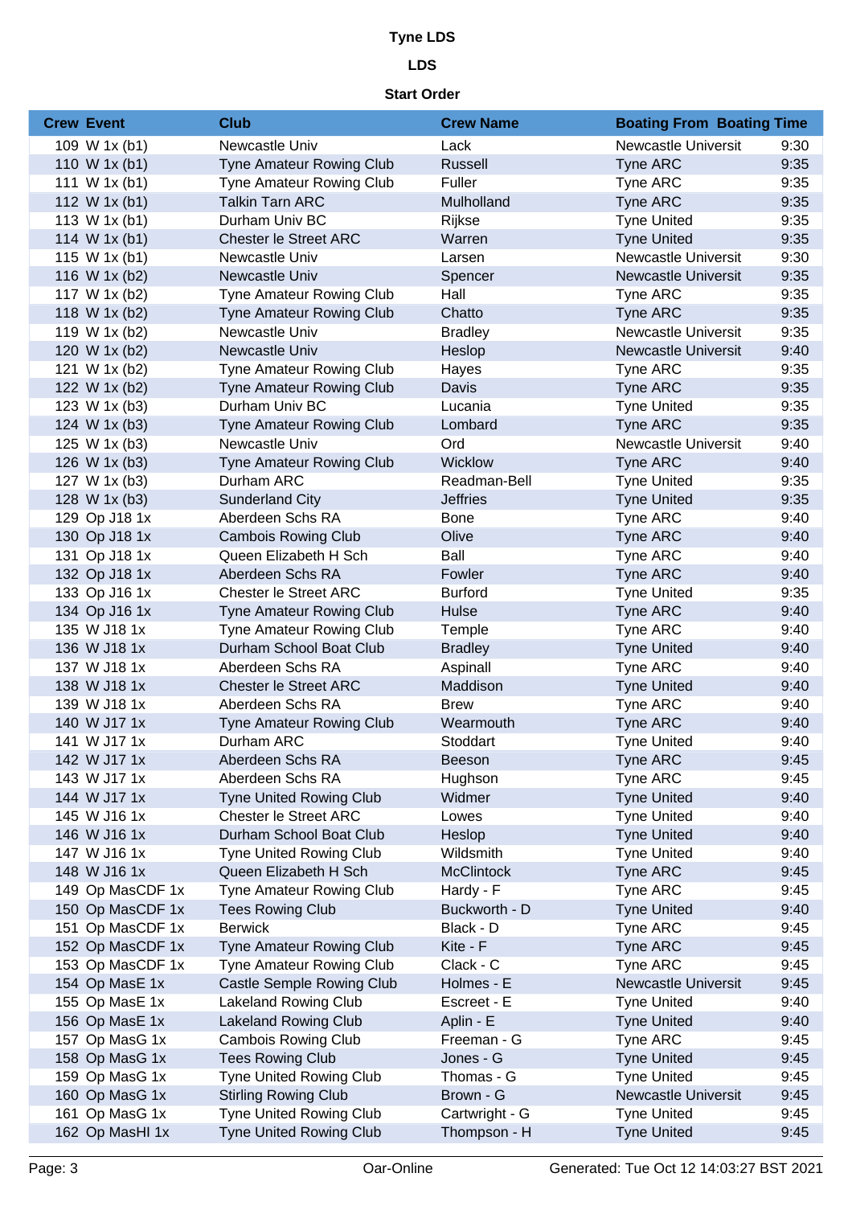# Tyne LDS

## LDS

### Start Order

| Crew | Event | Club | Crew Name | Boating From | Boating Time |
|---|---|---|---|---|---|
| 109 | W 1x (b1) | Newcastle Univ | Lack | Newcastle Universit | 9:30 |
| 110 | W 1x (b1) | Tyne Amateur Rowing Club | Russell | Tyne ARC | 9:35 |
| 111 | W 1x (b1) | Tyne Amateur Rowing Club | Fuller | Tyne ARC | 9:35 |
| 112 | W 1x (b1) | Talkin Tarn ARC | Mulholland | Tyne ARC | 9:35 |
| 113 | W 1x (b1) | Durham Univ BC | Rijkse | Tyne United | 9:35 |
| 114 | W 1x (b1) | Chester le Street ARC | Warren | Tyne United | 9:35 |
| 115 | W 1x (b1) | Newcastle Univ | Larsen | Newcastle Universit | 9:30 |
| 116 | W 1x (b2) | Newcastle Univ | Spencer | Newcastle Universit | 9:35 |
| 117 | W 1x (b2) | Tyne Amateur Rowing Club | Hall | Tyne ARC | 9:35 |
| 118 | W 1x (b2) | Tyne Amateur Rowing Club | Chatto | Tyne ARC | 9:35 |
| 119 | W 1x (b2) | Newcastle Univ | Bradley | Newcastle Universit | 9:35 |
| 120 | W 1x (b2) | Newcastle Univ | Heslop | Newcastle Universit | 9:40 |
| 121 | W 1x (b2) | Tyne Amateur Rowing Club | Hayes | Tyne ARC | 9:35 |
| 122 | W 1x (b2) | Tyne Amateur Rowing Club | Davis | Tyne ARC | 9:35 |
| 123 | W 1x (b3) | Durham Univ BC | Lucania | Tyne United | 9:35 |
| 124 | W 1x (b3) | Tyne Amateur Rowing Club | Lombard | Tyne ARC | 9:35 |
| 125 | W 1x (b3) | Newcastle Univ | Ord | Newcastle Universit | 9:40 |
| 126 | W 1x (b3) | Tyne Amateur Rowing Club | Wicklow | Tyne ARC | 9:40 |
| 127 | W 1x (b3) | Durham ARC | Readman-Bell | Tyne United | 9:35 |
| 128 | W 1x (b3) | Sunderland City | Jeffries | Tyne United | 9:35 |
| 129 | Op J18 1x | Aberdeen Schs RA | Bone | Tyne ARC | 9:40 |
| 130 | Op J18 1x | Cambois Rowing Club | Olive | Tyne ARC | 9:40 |
| 131 | Op J18 1x | Queen Elizabeth H Sch | Ball | Tyne ARC | 9:40 |
| 132 | Op J18 1x | Aberdeen Schs RA | Fowler | Tyne ARC | 9:40 |
| 133 | Op J18 1x | Chester le Street ARC | Burford | Tyne United | 9:35 |
| 134 | Op J16 1x | Tyne Amateur Rowing Club | Hulse | Tyne ARC | 9:40 |
| 135 | W J18 1x | Tyne Amateur Rowing Club | Temple | Tyne ARC | 9:40 |
| 136 | W J18 1x | Durham School Boat Club | Bradley | Tyne United | 9:40 |
| 137 | W J18 1x | Aberdeen Schs RA | Aspinall | Tyne ARC | 9:40 |
| 138 | W J18 1x | Chester le Street ARC | Maddison | Tyne United | 9:40 |
| 139 | W J18 1x | Aberdeen Schs RA | Brew | Tyne ARC | 9:40 |
| 140 | W J17 1x | Tyne Amateur Rowing Club | Wearmouth | Tyne ARC | 9:40 |
| 141 | W J17 1x | Durham ARC | Stoddart | Tyne United | 9:40 |
| 142 | W J17 1x | Aberdeen Schs RA | Beeson | Tyne ARC | 9:45 |
| 143 | W J17 1x | Aberdeen Schs RA | Hughson | Tyne ARC | 9:45 |
| 144 | W J17 1x | Tyne United Rowing Club | Widmer | Tyne United | 9:40 |
| 145 | W J16 1x | Chester le Street ARC | Lowes | Tyne United | 9:40 |
| 146 | W J16 1x | Durham School Boat Club | Heslop | Tyne United | 9:40 |
| 147 | W J16 1x | Tyne United Rowing Club | Wildsmith | Tyne United | 9:40 |
| 148 | W J16 1x | Queen Elizabeth H Sch | McClintock | Tyne ARC | 9:45 |
| 149 | Op MasCDF 1x | Tyne Amateur Rowing Club | Hardy - F | Tyne ARC | 9:45 |
| 150 | Op MasCDF 1x | Tees Rowing Club | Buckworth - D | Tyne United | 9:40 |
| 151 | Op MasCDF 1x | Berwick | Black - D | Tyne ARC | 9:45 |
| 152 | Op MasCDF 1x | Tyne Amateur Rowing Club | Kite - F | Tyne ARC | 9:45 |
| 153 | Op MasCDF 1x | Tyne Amateur Rowing Club | Clack - C | Tyne ARC | 9:45 |
| 154 | Op MasE 1x | Castle Semple Rowing Club | Holmes - E | Newcastle Universit | 9:45 |
| 155 | Op MasE 1x | Lakeland Rowing Club | Escreet - E | Tyne United | 9:40 |
| 156 | Op MasE 1x | Lakeland Rowing Club | Aplin - E | Tyne United | 9:40 |
| 157 | Op MasG 1x | Cambois Rowing Club | Freeman - G | Tyne ARC | 9:45 |
| 158 | Op MasG 1x | Tees Rowing Club | Jones - G | Tyne United | 9:45 |
| 159 | Op MasG 1x | Tyne United Rowing Club | Thomas - G | Tyne United | 9:45 |
| 160 | Op MasG 1x | Stirling Rowing Club | Brown - G | Newcastle Universit | 9:45 |
| 161 | Op MasG 1x | Tyne United Rowing Club | Cartwright - G | Tyne United | 9:45 |
| 162 | Op MasHI 1x | Tyne United Rowing Club | Thompson - H | Tyne United | 9:45 |

Oar-Online

Generated: Tue Oct 12 14:03:27 BST 2021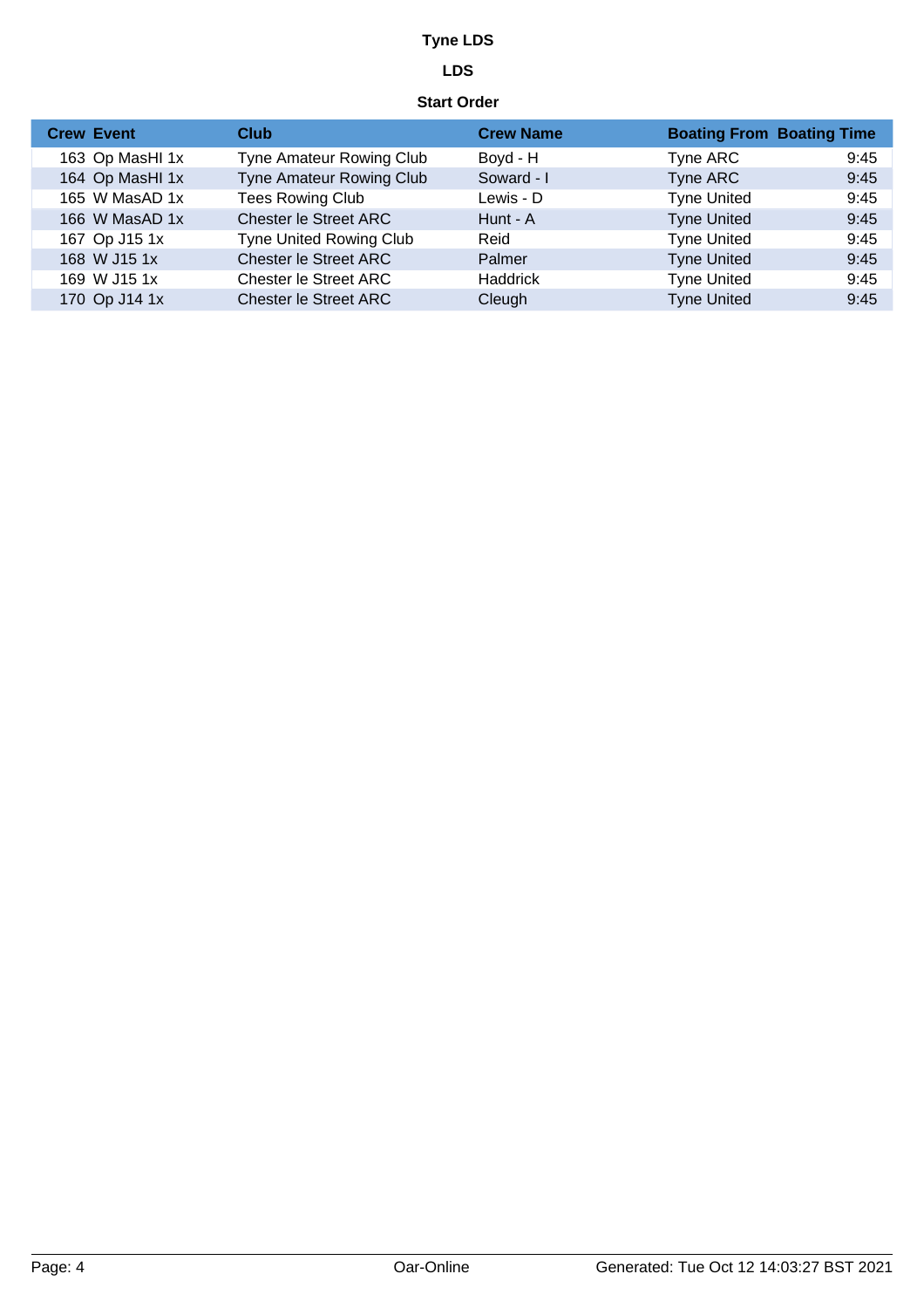**Tyne LDS**

**LDS**

**Start Order**

| Crew | Event | Club | Crew Name | Boating From | Boating Time |
|---|---|---|---|---|---|
| 163 | Op MasHI 1x | Tyne Amateur Rowing Club | Boyd - H | Tyne ARC | 9:45 |
| 164 | Op MasHI 1x | Tyne Amateur Rowing Club | Soward - I | Tyne ARC | 9:45 |
| 165 | W MasAD 1x | Tees Rowing Club | Lewis - D | Tyne United | 9:45 |
| 166 | W MasAD 1x | Chester le Street ARC | Hunt - A | Tyne United | 9:45 |
| 167 | Op J15 1x | Tyne United Rowing Club | Reid | Tyne United | 9:45 |
| 168 | W J15 1x | Chester le Street ARC | Palmer | Tyne United | 9:45 |
| 169 | W J15 1x | Chester le Street ARC | Haddrick | Tyne United | 9:45 |
| 170 | Op J14 1x | Chester le Street ARC | Cleugh | Tyne United | 9:45 |

Oar-Online

Generated: Tue Oct 12 14:03:27 BST 2021